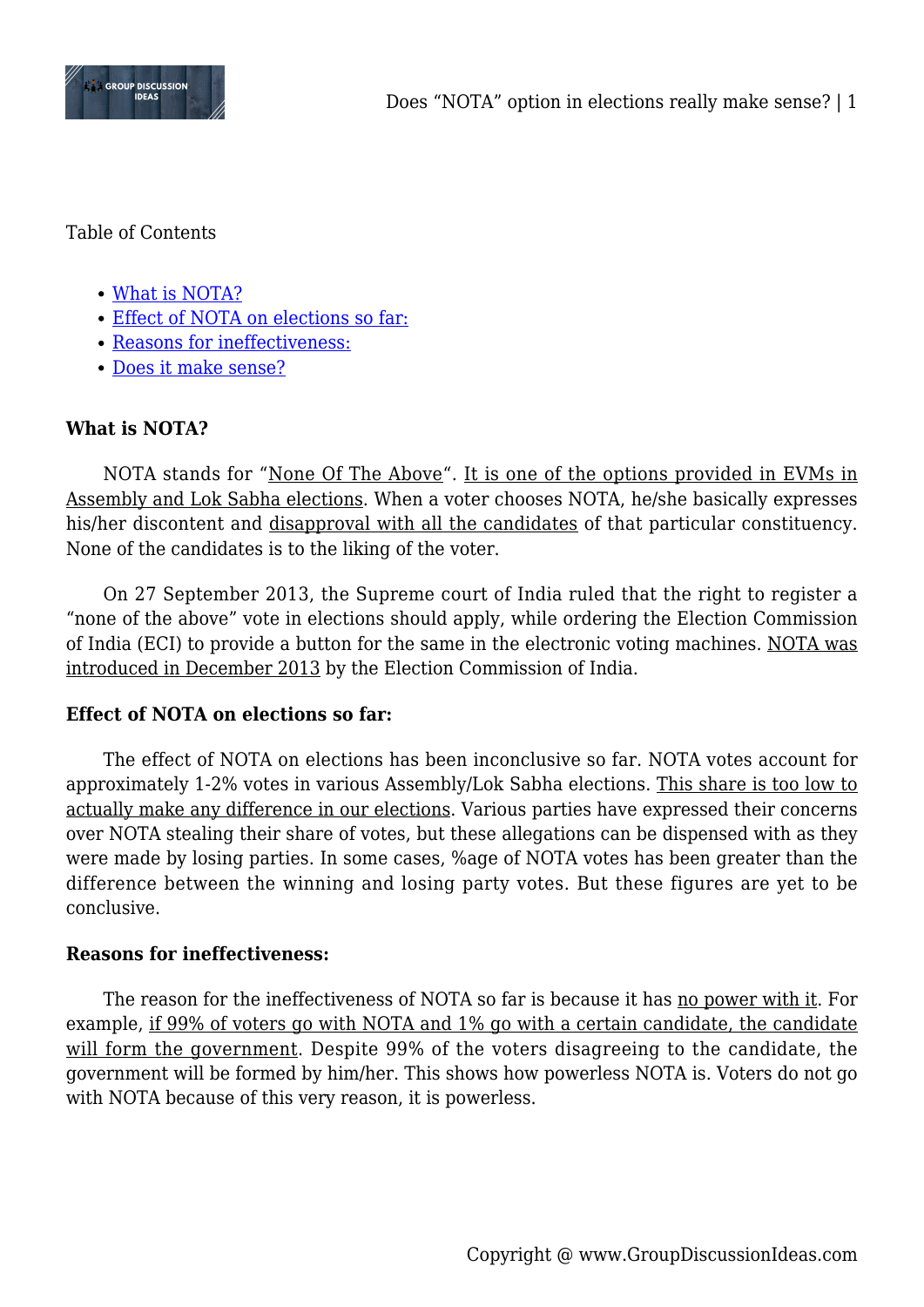Table of Contents

- What is NOTA?
- Effect of NOTA on elections so far:
- Reasons for ineffectiveness:
- Does it make sense?

**What is NOTA?**

NOTA stands for "None Of The Above". It is one of the options provided in EVMs in Assembly and Lok Sabha elections. When a voter chooses NOTA, he/she basically expresses his/her discontent and disapproval with all the candidates of that particular constituency. None of the candidates is to the liking of the voter.

On 27 September 2013, the Supreme court of India ruled that the right to register a "none of the above" vote in elections should apply, while ordering the Election Commission of India (ECI) to provide a button for the same in the electronic voting machines. NOTA was introduced in December 2013 by the Election Commission of India.

**Effect of NOTA on elections so far:**

The effect of NOTA on elections has been inconclusive so far. NOTA votes account for approximately 1-2% votes in various Assembly/Lok Sabha elections. This share is too low to actually make any difference in our elections. Various parties have expressed their concerns over NOTA stealing their share of votes, but these allegations can be dispensed with as they were made by losing parties. In some cases, %age of NOTA votes has been greater than the difference between the winning and losing party votes. But these figures are yet to be conclusive.

**Reasons for ineffectiveness:**

The reason for the ineffectiveness of NOTA so far is because it has no power with it. For example, if 99% of voters go with NOTA and 1% go with a certain candidate, the candidate will form the government. Despite 99% of the voters disagreeing to the candidate, the government will be formed by him/her. This shows how powerless NOTA is. Voters do not go with NOTA because of this very reason, it is powerless.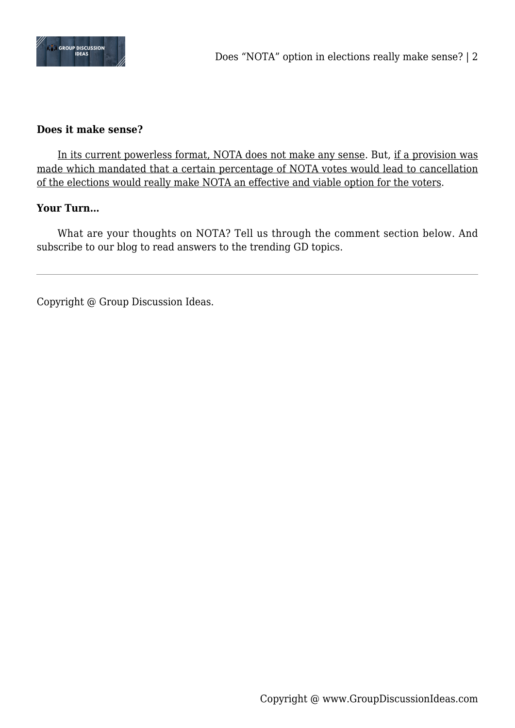**Does it make sense?**

In its current powerless format, NOTA does not make any sense. But, if a provision was made which mandated that a certain percentage of NOTA votes would lead to cancellation of the elections would really make NOTA an effective and viable option for the voters.

**Your Turn…**

What are your thoughts on NOTA? Tell us through the comment section below. And subscribe to our blog to read answers to the trending GD topics.

---

Copyright @ Group Discussion Ideas.